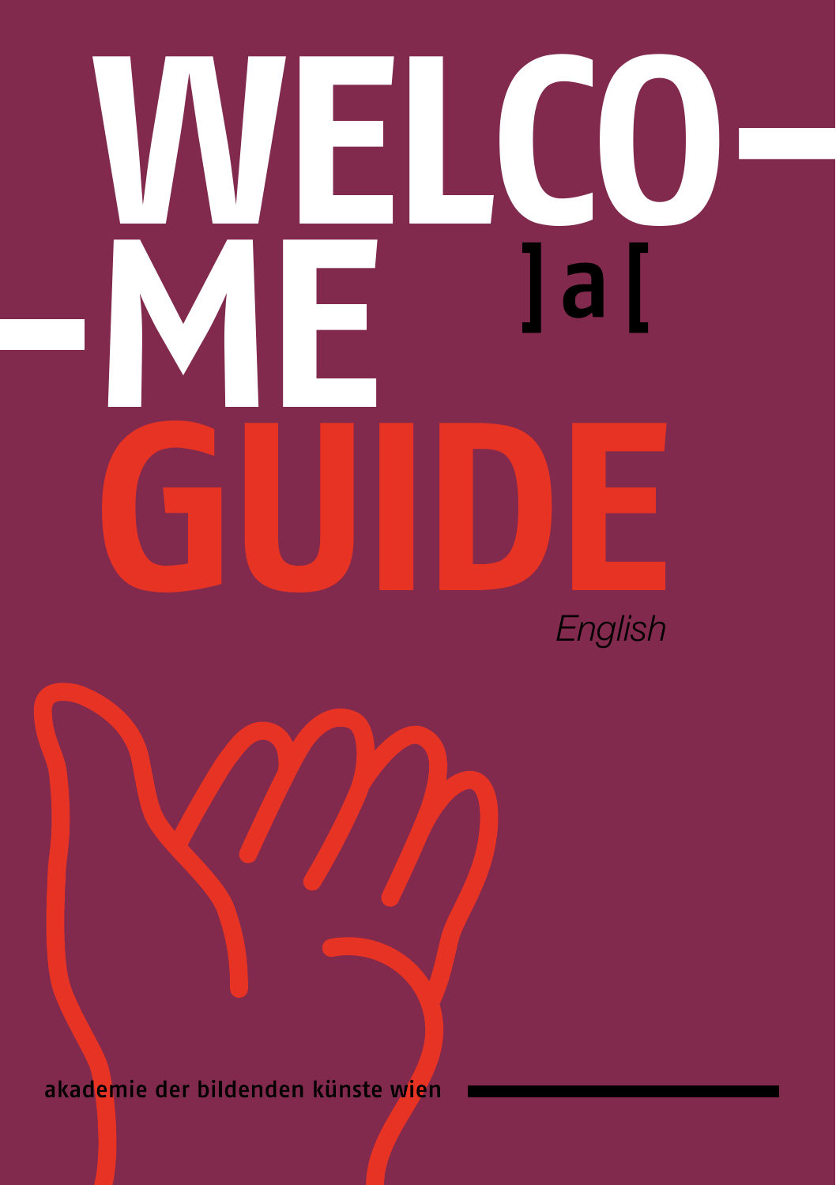# WELCO—
# —ME
]a[

# GUIDE

*English*

akademie der bildenden künste wien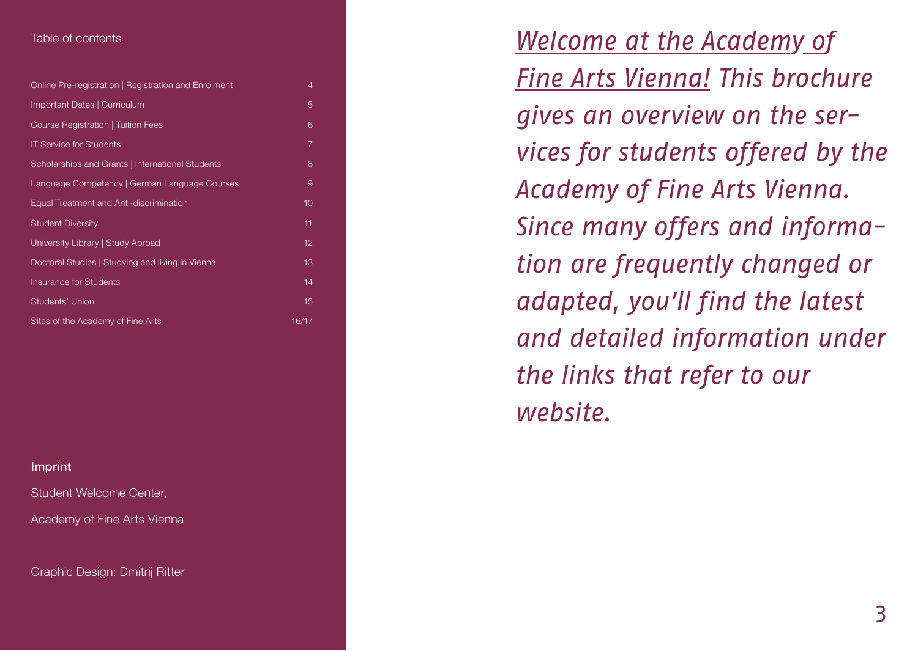## Table of contents

| | |
|---|---|
| Online Pre-registration \| Registration and Enrolment | 4 |
| Important Dates \| Curriculum | 5 |
| Course Registration \| Tuition Fees | 6 |
| IT Service for Students | 7 |
| Scholarships and Grants \| International Students | 8 |
| Language Competency \| German Language Courses | 9 |
| Equal Treatment and Anti-discrimination | 10 |
| Student Diversity | 11 |
| University Library \| Study Abroad | 12 |
| Doctoral Studies \| Studying and living in Vienna | 13 |
| Insurance for Students | 14 |
| Students' Union | 15 |
| Sites of the Academy of Fine Arts | 16/17 |

**Imprint**

Student Welcome Center,

Academy of Fine Arts Vienna

Graphic Design: Dmitrij Ritter

*Welcome at the Academy of Fine Arts Vienna! This brochure gives an overview on the services for students offered by the Academy of Fine Arts Vienna. Since many offers and information are frequently changed or adapted, you'll find the latest and detailed information under the links that refer to our website.*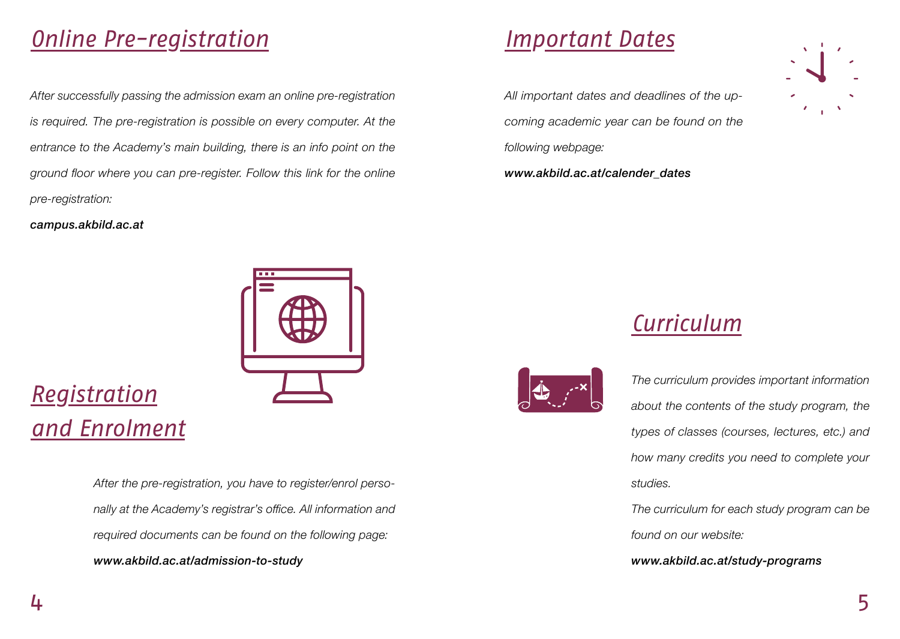## Online Pre-registration

*After successfully passing the admission exam an online pre-registration is required. The pre-registration is possible on every computer. At the entrance to the Academy's main building, there is an info point on the ground floor where you can pre-register. Follow this link for the online pre-registration:*

***campus.akbild.ac.at***

## Registration and Enrolment

*After the pre-registration, you have to register/enrol personally at the Academy's registrar's office. All information and required documents can be found on the following page:*

***www.akbild.ac.at/admission-to-study***

## Important Dates

*All important dates and deadlines of the upcoming academic year can be found on the following webpage:*

***www.akbild.ac.at/calender_dates***

## Curriculum

*The curriculum provides important information about the contents of the study program, the types of classes (courses, lectures, etc.) and how many credits you need to complete your studies.*

*The curriculum for each study program can be found on our website:*

***www.akbild.ac.at/study-programs***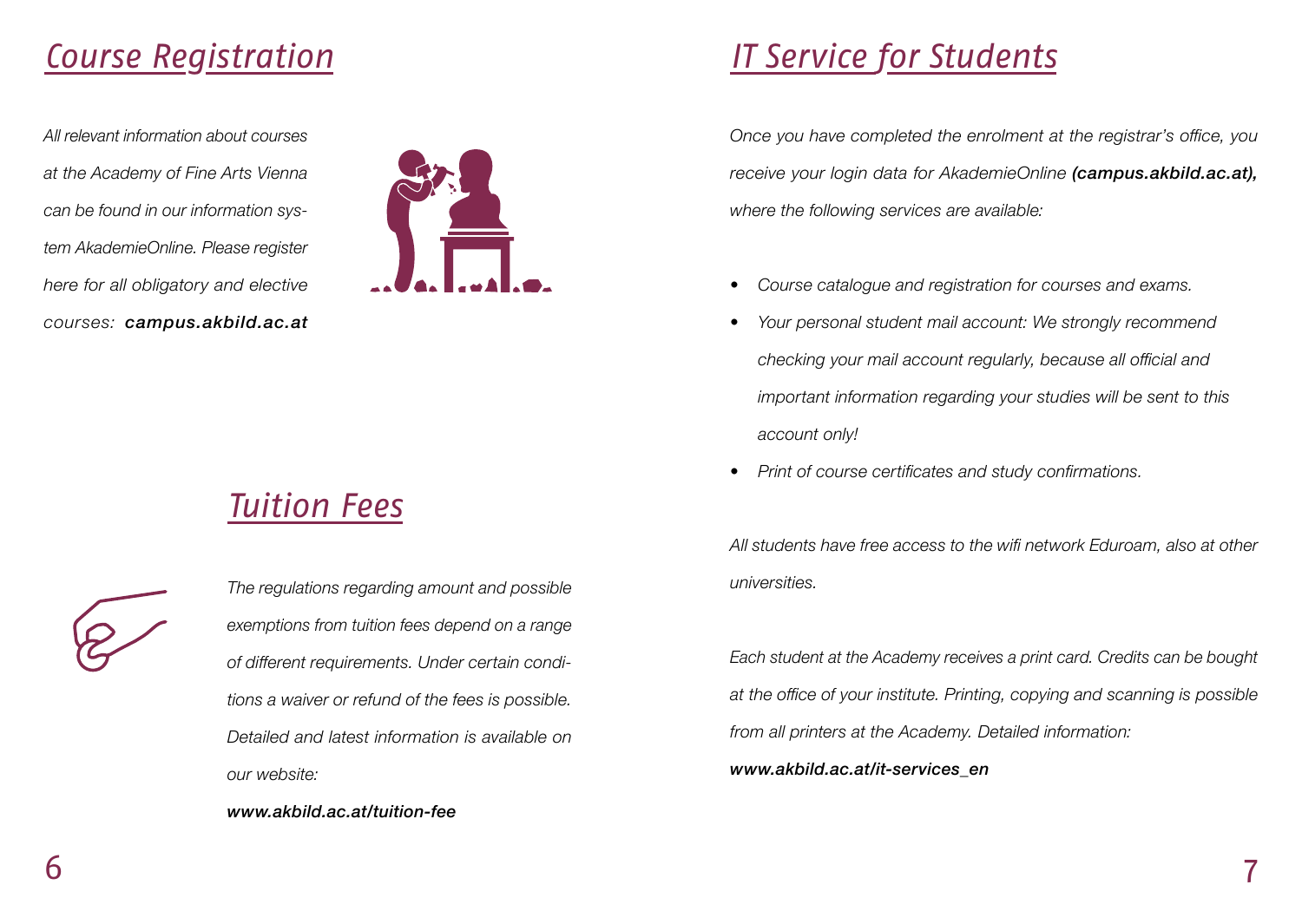## *Course Registration*

*All relevant information about courses at the Academy of Fine Arts Vienna can be found in our information system AkademieOnline. Please register here for all obligatory and elective courses:* ***campus.akbild.ac.at***

## *Tuition Fees*

*The regulations regarding amount and possible exemptions from tuition fees depend on a range of different requirements. Under certain conditions a waiver or refund of the fees is possible. Detailed and latest information is available on our website:*

***www.akbild.ac.at/tuition-fee***

## *IT Service for Students*

*Once you have completed the enrolment at the registrar's office, you receive your login data for AkademieOnline* ***(campus.akbild.ac.at),*** *where the following services are available:*

- *Course catalogue and registration for courses and exams.*
- *Your personal student mail account: We strongly recommend checking your mail account regularly, because all official and important information regarding your studies will be sent to this account only!*
- *Print of course certificates and study confirmations.*

*All students have free access to the wifi network Eduroam, also at other universities.*

*Each student at the Academy receives a print card. Credits can be bought at the office of your institute. Printing, copying and scanning is possible from all printers at the Academy. Detailed information:*

***www.akbild.ac.at/it-services_en***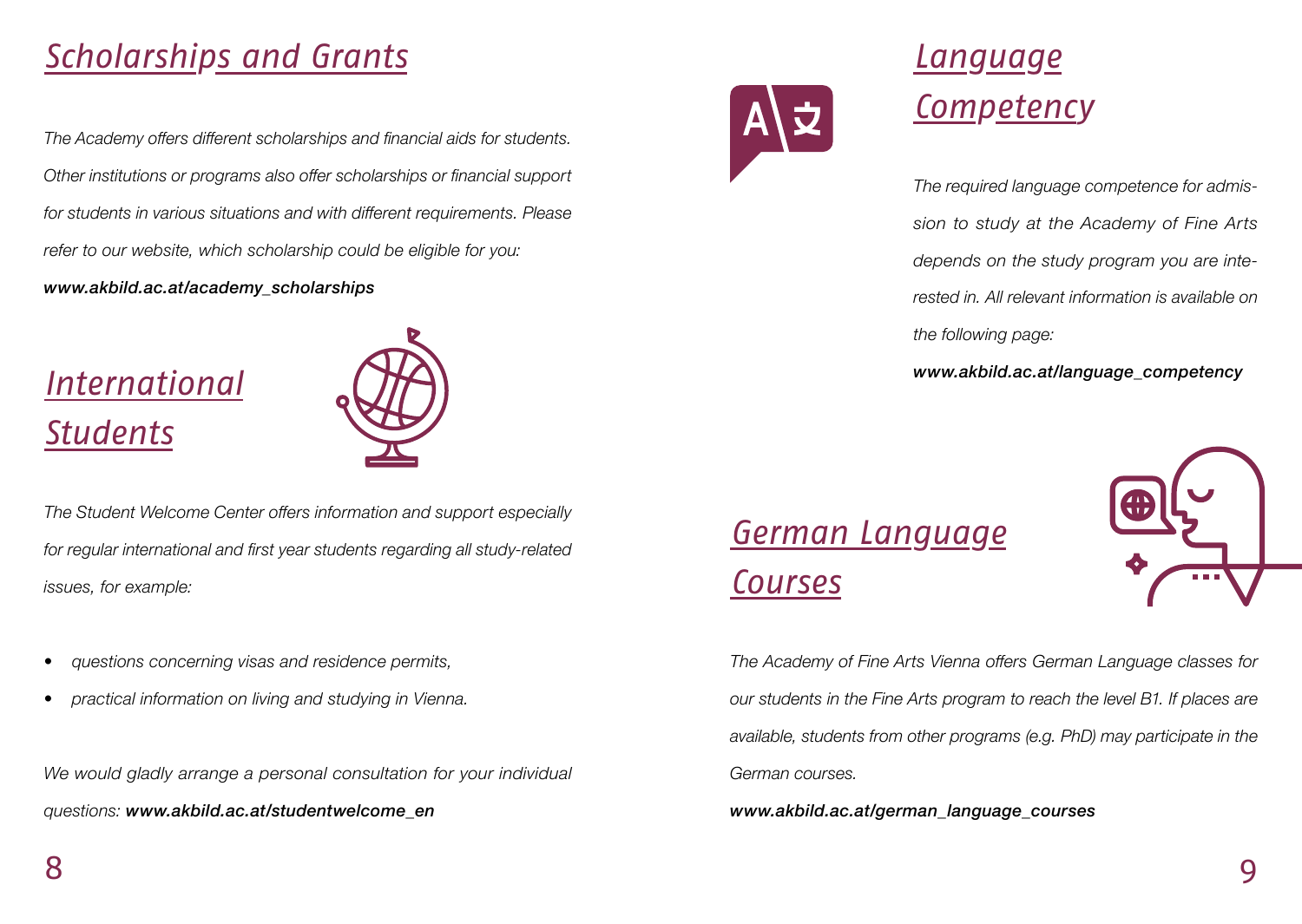## Scholarships and Grants

*The Academy offers different scholarships and financial aids for students. Other institutions or programs also offer scholarships or financial support for students in various situations and with different requirements. Please refer to our website, which scholarship could be eligible for you:*

***www.akbild.ac.at/academy_scholarships***

## International Students

*The Student Welcome Center offers information and support especially for regular international and first year students regarding all study-related issues, for example:*

- *questions concerning visas and residence permits,*
- *practical information on living and studying in Vienna.*

*We would gladly arrange a personal consultation for your individual questions:* ***www.akbild.ac.at/studentwelcome_en***

## Language Competency

*The required language competence for admission to study at the Academy of Fine Arts depends on the study program you are interested in. All relevant information is available on the following page:*

***www.akbild.ac.at/language_competency***

## German Language Courses

*The Academy of Fine Arts Vienna offers German Language classes for our students in the Fine Arts program to reach the level B1. If places are available, students from other programs (e.g. PhD) may participate in the German courses.*

***www.akbild.ac.at/german_language_courses***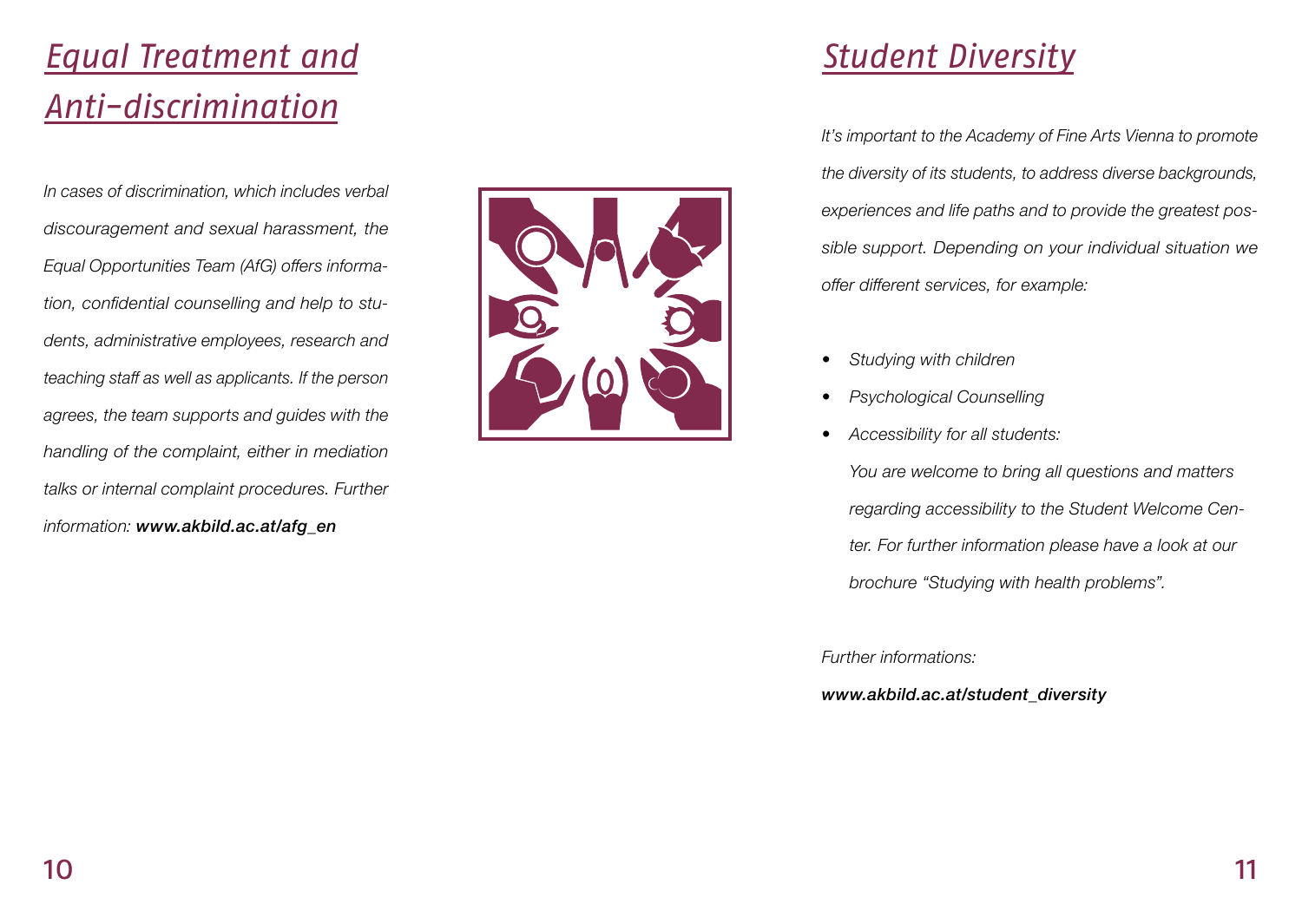## *Equal Treatment and Anti-discrimination*

*In cases of discrimination, which includes verbal discouragement and sexual harassment, the Equal Opportunities Team (AfG) offers information, confidential counselling and help to students, administrative employees, research and teaching staff as well as applicants. If the person agrees, the team supports and guides with the handling of the complaint, either in mediation talks or internal complaint procedures. Further information:* ***www.akbild.ac.at/afg_en***

## *Student Diversity*

*It's important to the Academy of Fine Arts Vienna to promote the diversity of its students, to address diverse backgrounds, experiences and life paths and to provide the greatest possible support. Depending on your individual situation we offer different services, for example:*

- *Studying with children*
- *Psychological Counselling*
- *Accessibility for all students:*
  *You are welcome to bring all questions and matters regarding accessibility to the Student Welcome Center. For further information please have a look at our brochure "Studying with health problems".*

*Further informations:*

***www.akbild.ac.at/student_diversity***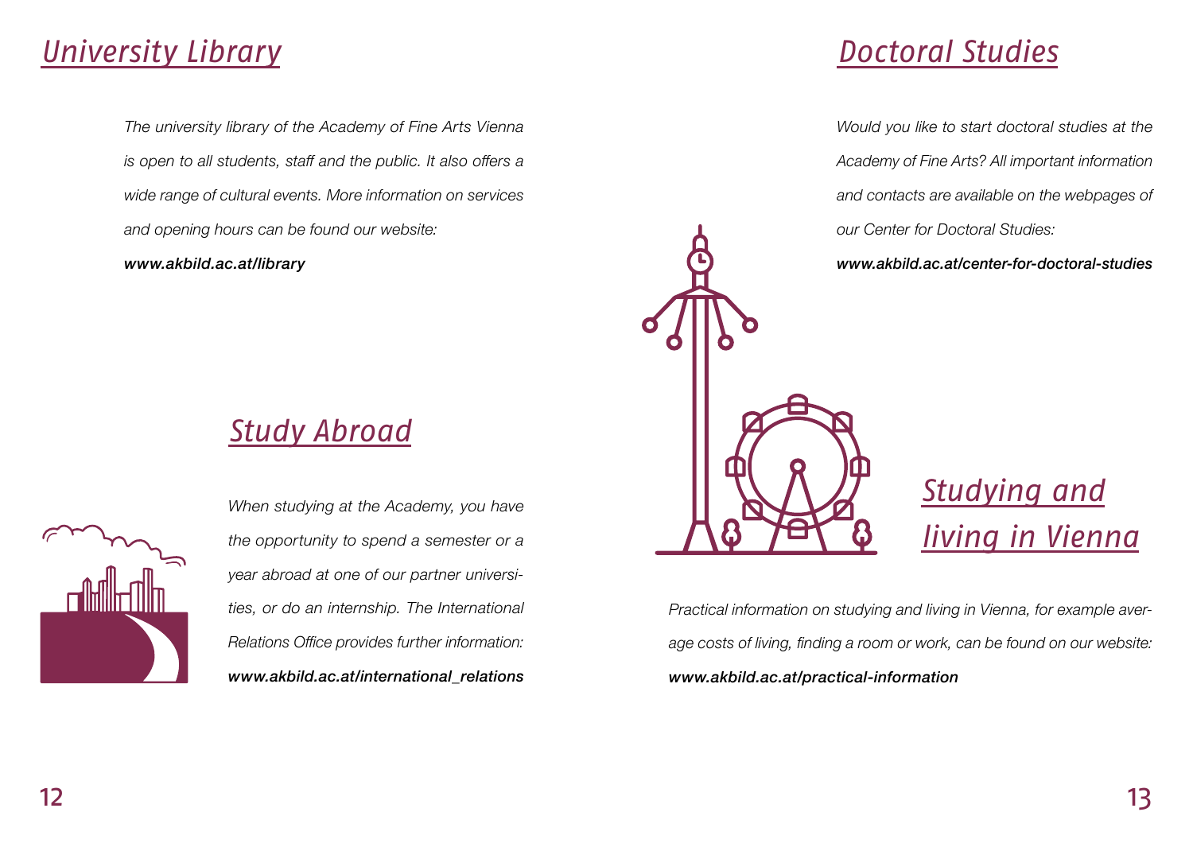## University Library

*The university library of the Academy of Fine Arts Vienna is open to all students, staff and the public. It also offers a wide range of cultural events. More information on services and opening hours can be found our website:*
***www.akbild.ac.at/library***

## Study Abroad

*When studying at the Academy, you have the opportunity to spend a semester or a year abroad at one of our partner universities, or do an internship. The International Relations Office provides further information:*
***www.akbild.ac.at/international_relations***

## Doctoral Studies

*Would you like to start doctoral studies at the Academy of Fine Arts? All important information and contacts are available on the webpages of our Center for Doctoral Studies:*
***www.akbild.ac.at/center-for-doctoral-studies***

## Studying and living in Vienna

*Practical information on studying and living in Vienna, for example average costs of living, finding a room or work, can be found on our website:*
***www.akbild.ac.at/practical-information***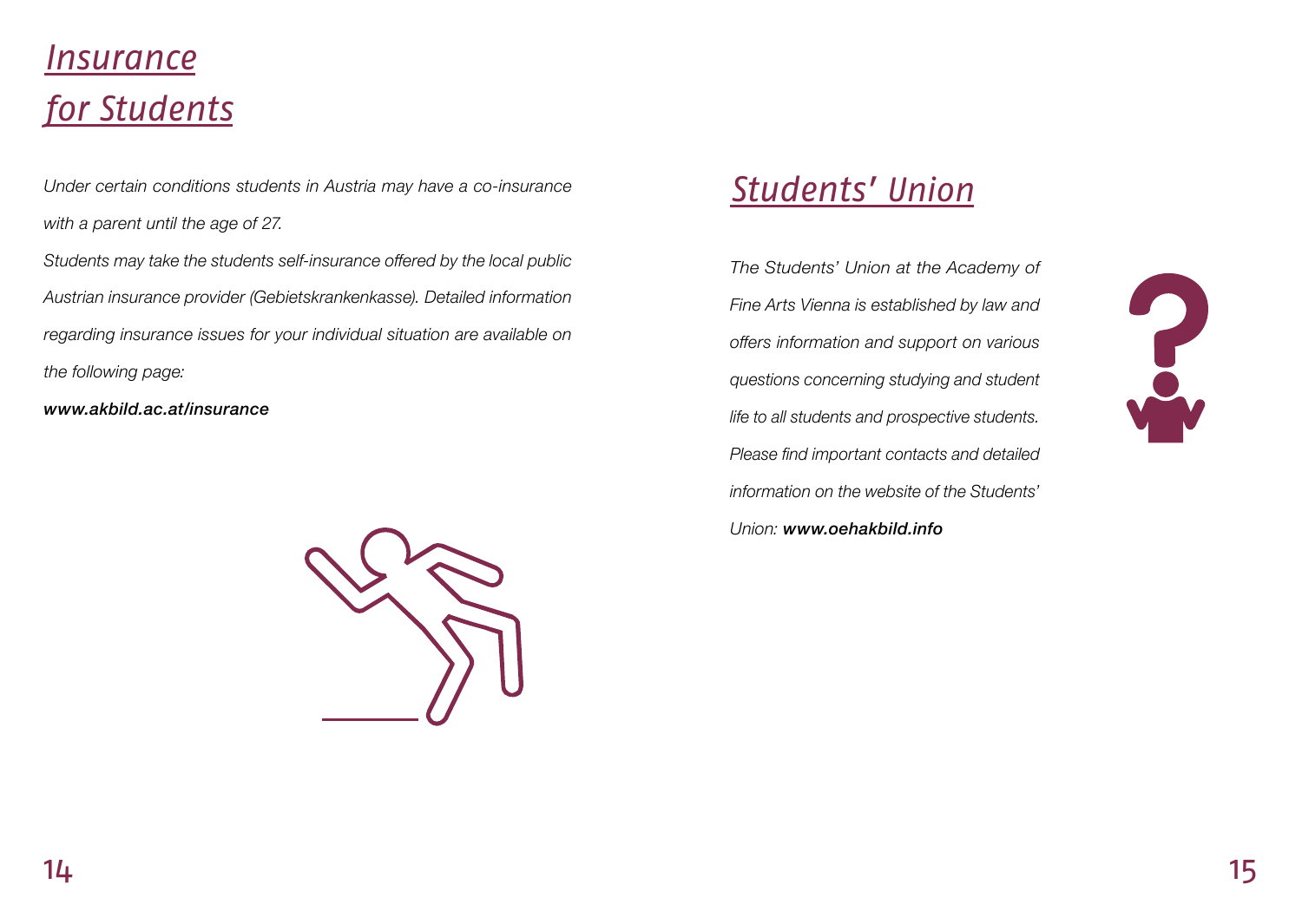# *Insurance for Students*

*Under certain conditions students in Austria may have a co-insurance with a parent until the age of 27.*

*Students may take the students self-insurance offered by the local public Austrian insurance provider (Gebietskrankenkasse). Detailed information regarding insurance issues for your individual situation are available on the following page:*

***www.akbild.ac.at/insurance***

# *Students' Union*

*The Students' Union at the Academy of Fine Arts Vienna is established by law and offers information and support on various questions concerning studying and student life to all students and prospective students. Please find important contacts and detailed information on the website of the Students' Union:* ***www.oehakbild.info***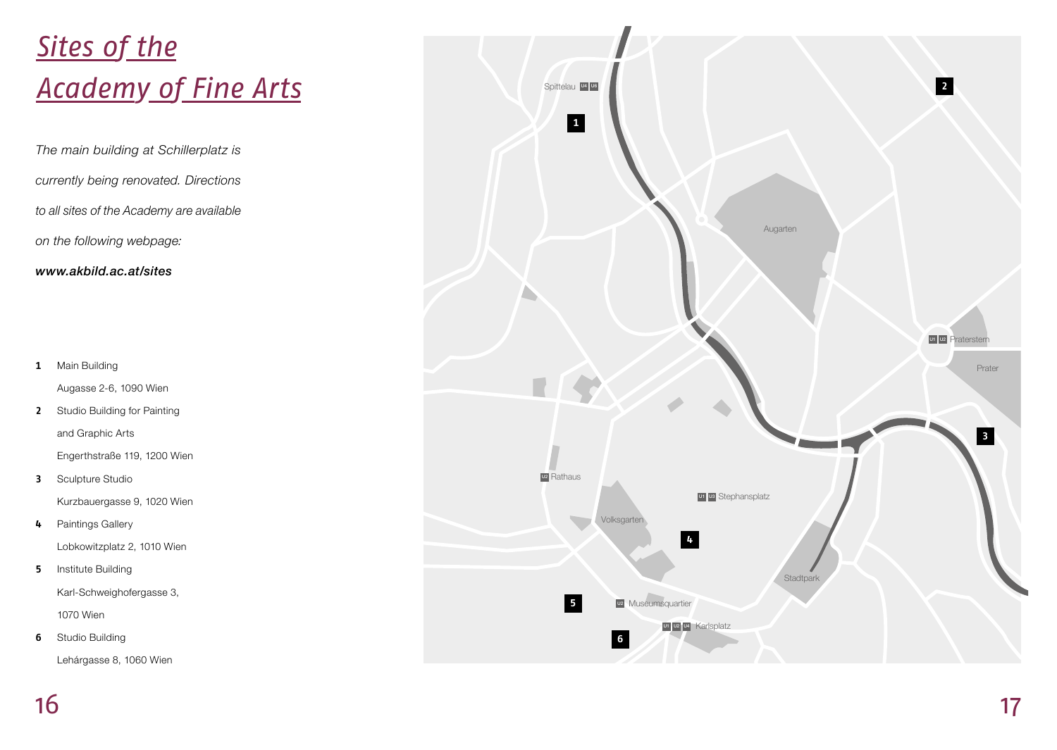# Sites of the Academy of Fine Arts

*The main building at Schillerplatz is currently being renovated. Directions to all sites of the Academy are available on the following webpage:*

***www.akbild.ac.at/sites***

**1** Main Building
Augasse 2-6, 1090 Wien

**2** Studio Building for Painting and Graphic Arts
Engerthstraße 119, 1200 Wien

**3** Sculpture Studio
Kurzbauergasse 9, 1020 Wien

**4** Paintings Gallery
Lobkowitzplatz 2, 1010 Wien

**5** Institute Building
Karl-Schweighofergasse 3, 1070 Wien

**6** Studio Building
Lehárgasse 8, 1060 Wien

Spittelau U4 U6
1
2
Augarten
U1 U2 Praterstern
Prater
3
U2 Rathaus
U1 U3 Stephansplatz
Volksgarten
4
Stadtpark
5
U2 Museumsquartier
U1 U2 U4 Karlsplatz
6